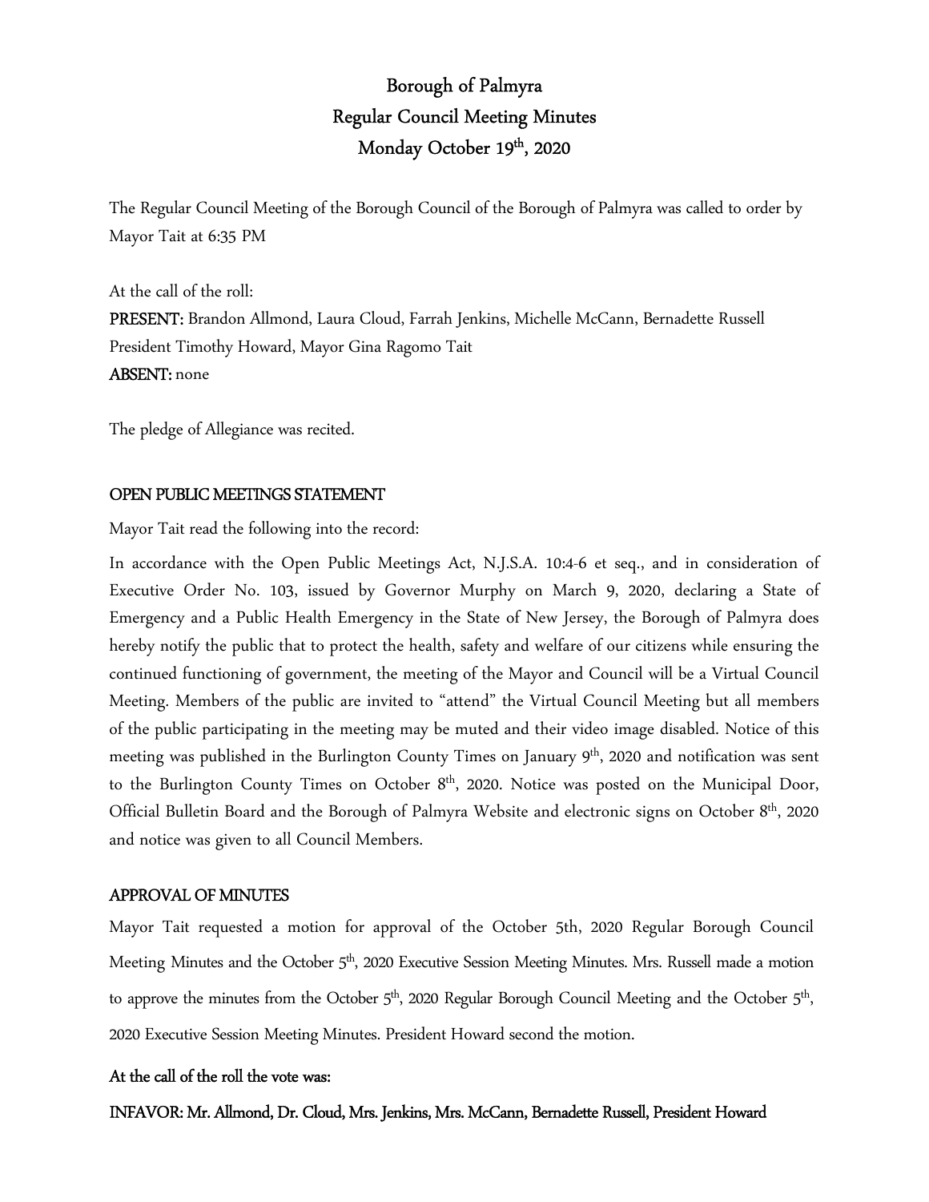# Borough of Palmyra
## Regular Council Meeting Minutes
## Monday October 19th, 2020

The Regular Council Meeting of the Borough Council of the Borough of Palmyra was called to order by Mayor Tait at 6:35 PM

At the call of the roll:

**PRESENT:** Brandon Allmond, Laura Cloud, Farrah Jenkins, Michelle McCann, Bernadette Russell President Timothy Howard, Mayor Gina Ragomo Tait

**ABSENT:** none

The pledge of Allegiance was recited.

### OPEN PUBLIC MEETINGS STATEMENT

Mayor Tait read the following into the record:

In accordance with the Open Public Meetings Act, N.J.S.A. 10:4-6 et seq., and in consideration of Executive Order No. 103, issued by Governor Murphy on March 9, 2020, declaring a State of Emergency and a Public Health Emergency in the State of New Jersey, the Borough of Palmyra does hereby notify the public that to protect the health, safety and welfare of our citizens while ensuring the continued functioning of government, the meeting of the Mayor and Council will be a Virtual Council Meeting. Members of the public are invited to "attend" the Virtual Council Meeting but all members of the public participating in the meeting may be muted and their video image disabled. Notice of this meeting was published in the Burlington County Times on January 9th, 2020 and notification was sent to the Burlington County Times on October 8th, 2020. Notice was posted on the Municipal Door, Official Bulletin Board and the Borough of Palmyra Website and electronic signs on October 8th, 2020 and notice was given to all Council Members.

### APPROVAL OF MINUTES

Mayor Tait requested a motion for approval of the October 5th, 2020 Regular Borough Council Meeting Minutes and the October 5th, 2020 Executive Session Meeting Minutes. Mrs. Russell made a motion to approve the minutes from the October 5th, 2020 Regular Borough Council Meeting and the October 5th, 2020 Executive Session Meeting Minutes. President Howard second the motion.

**At the call of the roll the vote was:**

**INFAVOR: Mr. Allmond, Dr. Cloud, Mrs. Jenkins, Mrs. McCann, Bernadette Russell, President Howard**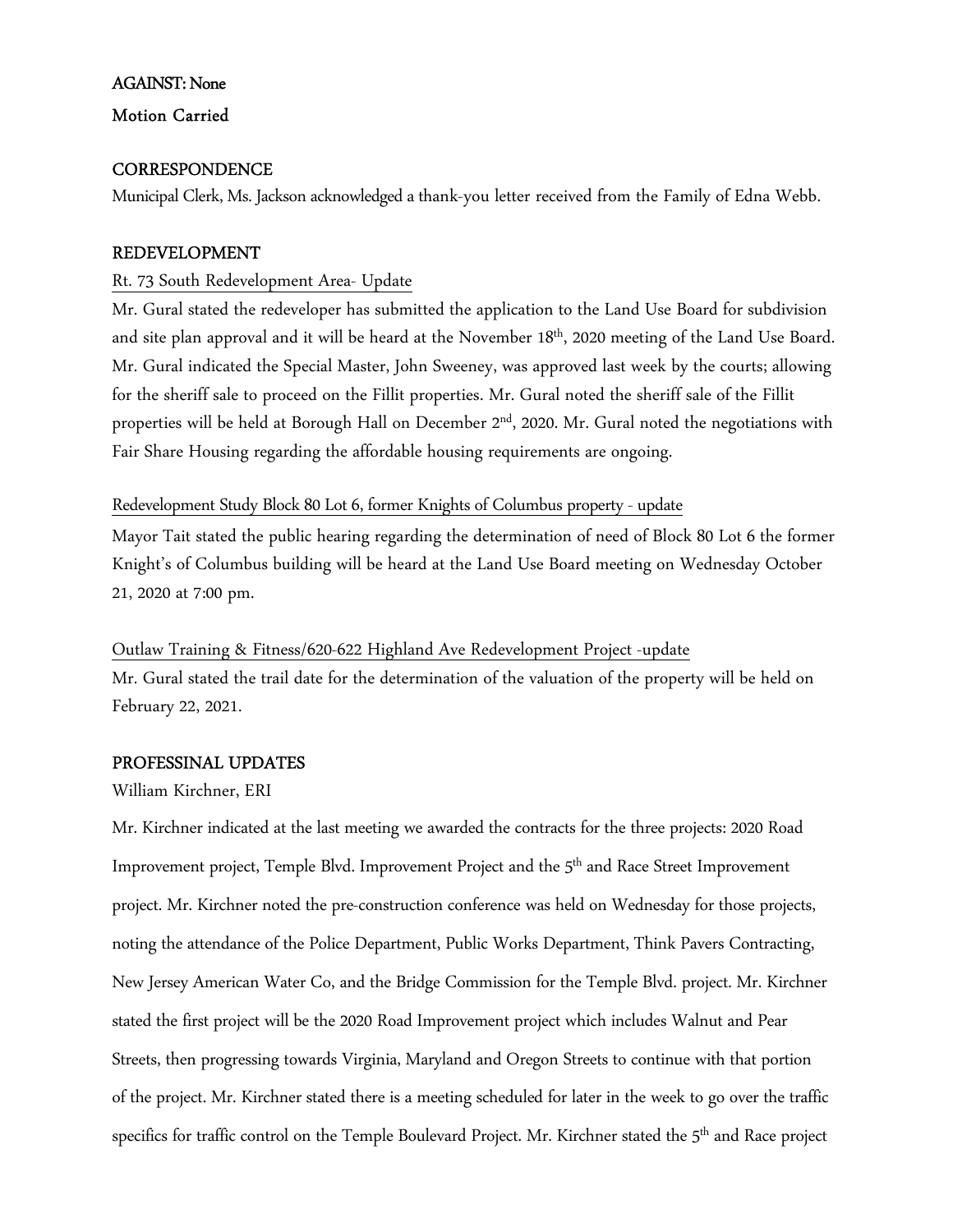**AGAINST: None**

**Motion Carried**

**CORRESPONDENCE**

Municipal Clerk, Ms. Jackson acknowledged a thank-you letter received from the Family of Edna Webb.

**REDEVELOPMENT**

Rt. 73 South Redevelopment Area- Update

Mr. Gural stated the redeveloper has submitted the application to the Land Use Board for subdivision and site plan approval and it will be heard at the November 18th, 2020 meeting of the Land Use Board. Mr. Gural indicated the Special Master, John Sweeney, was approved last week by the courts; allowing for the sheriff sale to proceed on the Fillit properties. Mr. Gural noted the sheriff sale of the Fillit properties will be held at Borough Hall on December 2nd, 2020. Mr. Gural noted the negotiations with Fair Share Housing regarding the affordable housing requirements are ongoing.

Redevelopment Study Block 80 Lot 6, former Knights of Columbus property - update

Mayor Tait stated the public hearing regarding the determination of need of Block 80 Lot 6 the former Knight's of Columbus building will be heard at the Land Use Board meeting on Wednesday October 21, 2020 at 7:00 pm.

Outlaw Training & Fitness/620-622 Highland Ave Redevelopment Project -update

Mr. Gural stated the trail date for the determination of the valuation of the property will be held on February 22, 2021.

**PROFESSINAL UPDATES**

William Kirchner, ERI

Mr. Kirchner indicated at the last meeting we awarded the contracts for the three projects: 2020 Road Improvement project, Temple Blvd. Improvement Project and the 5th and Race Street Improvement project. Mr. Kirchner noted the pre-construction conference was held on Wednesday for those projects, noting the attendance of the Police Department, Public Works Department, Think Pavers Contracting, New Jersey American Water Co, and the Bridge Commission for the Temple Blvd. project. Mr. Kirchner stated the first project will be the 2020 Road Improvement project which includes Walnut and Pear Streets, then progressing towards Virginia, Maryland and Oregon Streets to continue with that portion of the project. Mr. Kirchner stated there is a meeting scheduled for later in the week to go over the traffic specifics for traffic control on the Temple Boulevard Project. Mr. Kirchner stated the 5th and Race project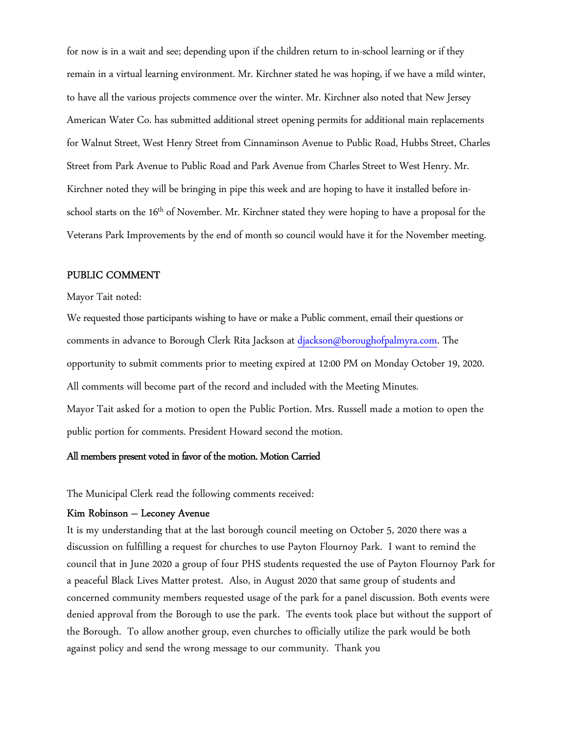for now is in a wait and see; depending upon if the children return to in-school learning or if they remain in a virtual learning environment. Mr. Kirchner stated he was hoping, if we have a mild winter, to have all the various projects commence over the winter. Mr. Kirchner also noted that New Jersey American Water Co. has submitted additional street opening permits for additional main replacements for Walnut Street, West Henry Street from Cinnaminson Avenue to Public Road, Hubbs Street, Charles Street from Park Avenue to Public Road and Park Avenue from Charles Street to West Henry. Mr. Kirchner noted they will be bringing in pipe this week and are hoping to have it installed before in-school starts on the 16th of November. Mr. Kirchner stated they were hoping to have a proposal for the Veterans Park Improvements by the end of month so council would have it for the November meeting.

**PUBLIC COMMENT**

Mayor Tait noted:

We requested those participants wishing to have or make a Public comment, email their questions or comments in advance to Borough Clerk Rita Jackson at djackson@boroughofpalmyra.com. The opportunity to submit comments prior to meeting expired at 12:00 PM on Monday October 19, 2020. All comments will become part of the record and included with the Meeting Minutes.

Mayor Tait asked for a motion to open the Public Portion. Mrs. Russell made a motion to open the public portion for comments. President Howard second the motion.

**All members present voted in favor of the motion. Motion Carried**

The Municipal Clerk read the following comments received:

**Kim Robinson – Leconey Avenue**

It is my understanding that at the last borough council meeting on October 5, 2020 there was a discussion on fulfilling a request for churches to use Payton Flournoy Park. I want to remind the council that in June 2020 a group of four PHS students requested the use of Payton Flournoy Park for a peaceful Black Lives Matter protest. Also, in August 2020 that same group of students and concerned community members requested usage of the park for a panel discussion. Both events were denied approval from the Borough to use the park. The events took place but without the support of the Borough. To allow another group, even churches to officially utilize the park would be both against policy and send the wrong message to our community. Thank you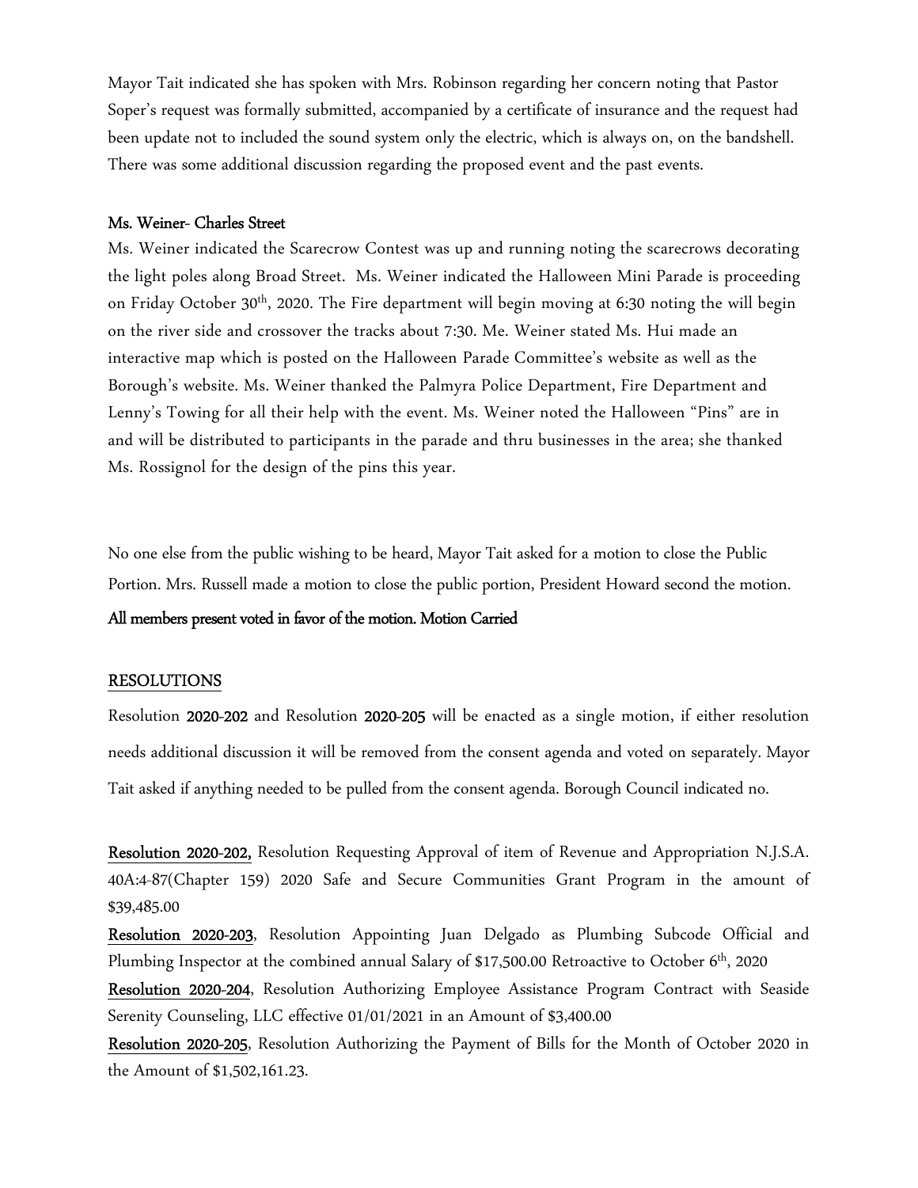Mayor Tait indicated she has spoken with Mrs. Robinson regarding her concern noting that Pastor Soper's request was formally submitted, accompanied by a certificate of insurance and the request had been update not to included the sound system only the electric, which is always on, on the bandshell. There was some additional discussion regarding the proposed event and the past events.

**Ms. Weiner- Charles Street**

Ms. Weiner indicated the Scarecrow Contest was up and running noting the scarecrows decorating the light poles along Broad Street. Ms. Weiner indicated the Halloween Mini Parade is proceeding on Friday October 30th, 2020. The Fire department will begin moving at 6:30 noting the will begin on the river side and crossover the tracks about 7:30. Me. Weiner stated Ms. Hui made an interactive map which is posted on the Halloween Parade Committee's website as well as the Borough's website. Ms. Weiner thanked the Palmyra Police Department, Fire Department and Lenny's Towing for all their help with the event. Ms. Weiner noted the Halloween "Pins" are in and will be distributed to participants in the parade and thru businesses in the area; she thanked Ms. Rossignol for the design of the pins this year.

No one else from the public wishing to be heard, Mayor Tait asked for a motion to close the Public Portion. Mrs. Russell made a motion to close the public portion, President Howard second the motion.

**All members present voted in favor of the motion. Motion Carried**

## RESOLUTIONS

Resolution **2020-202** and Resolution **2020-205** will be enacted as a single motion, if either resolution needs additional discussion it will be removed from the consent agenda and voted on separately. Mayor Tait asked if anything needed to be pulled from the consent agenda. Borough Council indicated no.

**Resolution 2020-202,** Resolution Requesting Approval of item of Revenue and Appropriation N.J.S.A. 40A:4-87(Chapter 159) 2020 Safe and Secure Communities Grant Program in the amount of $39,485.00

**Resolution 2020-203**, Resolution Appointing Juan Delgado as Plumbing Subcode Official and Plumbing Inspector at the combined annual Salary of $17,500.00 Retroactive to October 6th, 2020

**Resolution 2020-204**, Resolution Authorizing Employee Assistance Program Contract with Seaside Serenity Counseling, LLC effective 01/01/2021 in an Amount of $3,400.00

**Resolution 2020-205**, Resolution Authorizing the Payment of Bills for the Month of October 2020 in the Amount of $1,502,161.23.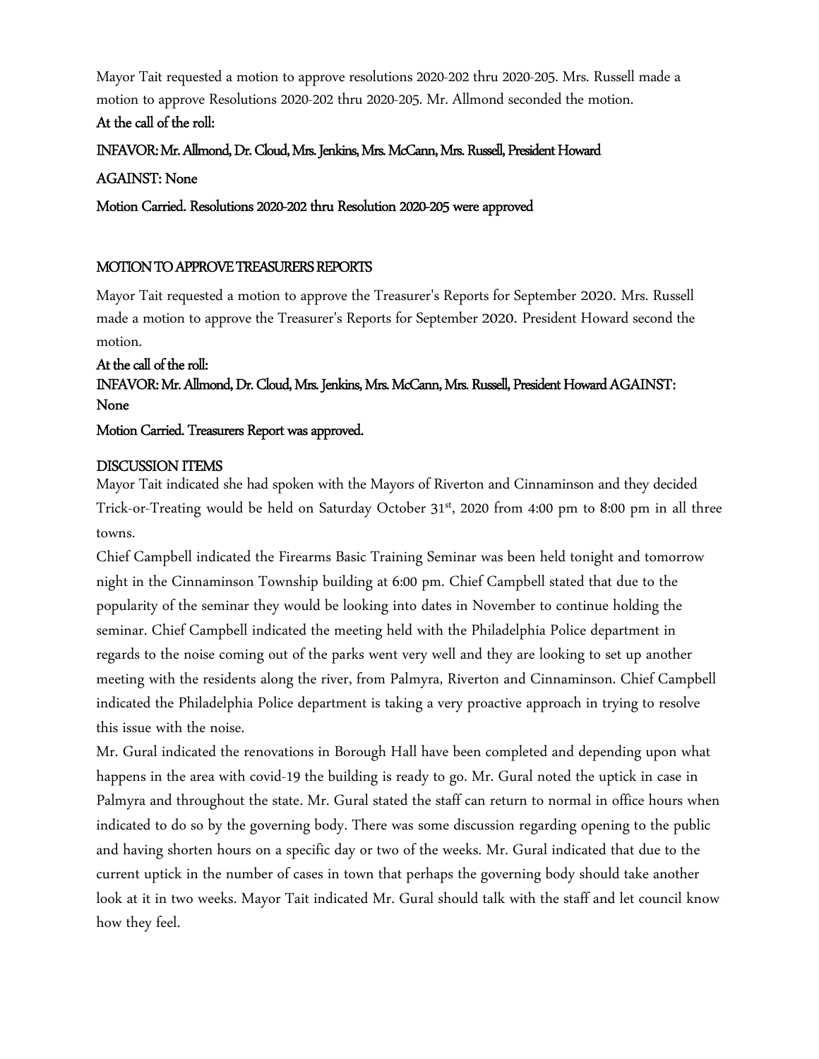Mayor Tait requested a motion to approve resolutions 2020-202 thru 2020-205. Mrs. Russell made a motion to approve Resolutions 2020-202 thru 2020-205. Mr. Allmond seconded the motion.

**At the call of the roll:**

**INFAVOR: Mr. Allmond, Dr. Cloud, Mrs. Jenkins, Mrs. McCann, Mrs. Russell, President Howard**

**AGAINST: None**

**Motion Carried. Resolutions 2020-202 thru Resolution 2020-205 were approved**

## MOTION TO APPROVE TREASURERS REPORTS

Mayor Tait requested a motion to approve the Treasurer's Reports for September 2020. Mrs. Russell made a motion to approve the Treasurer's Reports for September 2020. President Howard second the motion.

**At the call of the roll:**

**INFAVOR: Mr. Allmond, Dr. Cloud, Mrs. Jenkins, Mrs. McCann, Mrs. Russell, President Howard AGAINST: None**

**Motion Carried. Treasurers Report was approved.**

## DISCUSSION ITEMS

Mayor Tait indicated she had spoken with the Mayors of Riverton and Cinnaminson and they decided Trick-or-Treating would be held on Saturday October 31st, 2020 from 4:00 pm to 8:00 pm in all three towns.

Chief Campbell indicated the Firearms Basic Training Seminar was been held tonight and tomorrow night in the Cinnaminson Township building at 6:00 pm. Chief Campbell stated that due to the popularity of the seminar they would be looking into dates in November to continue holding the seminar. Chief Campbell indicated the meeting held with the Philadelphia Police department in regards to the noise coming out of the parks went very well and they are looking to set up another meeting with the residents along the river, from Palmyra, Riverton and Cinnaminson. Chief Campbell indicated the Philadelphia Police department is taking a very proactive approach in trying to resolve this issue with the noise.

Mr. Gural indicated the renovations in Borough Hall have been completed and depending upon what happens in the area with covid-19 the building is ready to go. Mr. Gural noted the uptick in case in Palmyra and throughout the state. Mr. Gural stated the staff can return to normal in office hours when indicated to do so by the governing body. There was some discussion regarding opening to the public and having shorten hours on a specific day or two of the weeks. Mr. Gural indicated that due to the current uptick in the number of cases in town that perhaps the governing body should take another look at it in two weeks. Mayor Tait indicated Mr. Gural should talk with the staff and let council know how they feel.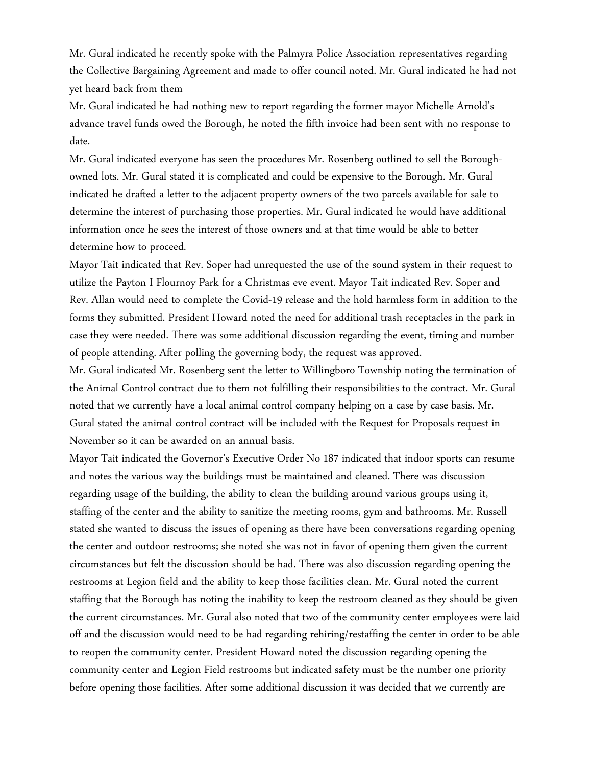Mr. Gural indicated he recently spoke with the Palmyra Police Association representatives regarding the Collective Bargaining Agreement and made to offer council noted. Mr. Gural indicated he had not yet heard back from them

Mr. Gural indicated he had nothing new to report regarding the former mayor Michelle Arnold's advance travel funds owed the Borough, he noted the fifth invoice had been sent with no response to date.

Mr. Gural indicated everyone has seen the procedures Mr. Rosenberg outlined to sell the Borough-owned lots. Mr. Gural stated it is complicated and could be expensive to the Borough. Mr. Gural indicated he drafted a letter to the adjacent property owners of the two parcels available for sale to determine the interest of purchasing those properties. Mr. Gural indicated he would have additional information once he sees the interest of those owners and at that time would be able to better determine how to proceed.

Mayor Tait indicated that Rev. Soper had unrequested the use of the sound system in their request to utilize the Payton I Flournoy Park for a Christmas eve event. Mayor Tait indicated Rev. Soper and Rev. Allan would need to complete the Covid-19 release and the hold harmless form in addition to the forms they submitted. President Howard noted the need for additional trash receptacles in the park in case they were needed. There was some additional discussion regarding the event, timing and number of people attending. After polling the governing body, the request was approved.

Mr. Gural indicated Mr. Rosenberg sent the letter to Willingboro Township noting the termination of the Animal Control contract due to them not fulfilling their responsibilities to the contract. Mr. Gural noted that we currently have a local animal control company helping on a case by case basis. Mr. Gural stated the animal control contract will be included with the Request for Proposals request in November so it can be awarded on an annual basis.

Mayor Tait indicated the Governor's Executive Order No 187 indicated that indoor sports can resume and notes the various way the buildings must be maintained and cleaned. There was discussion regarding usage of the building, the ability to clean the building around various groups using it, staffing of the center and the ability to sanitize the meeting rooms, gym and bathrooms. Mr. Russell stated she wanted to discuss the issues of opening as there have been conversations regarding opening the center and outdoor restrooms; she noted she was not in favor of opening them given the current circumstances but felt the discussion should be had. There was also discussion regarding opening the restrooms at Legion field and the ability to keep those facilities clean. Mr. Gural noted the current staffing that the Borough has noting the inability to keep the restroom cleaned as they should be given the current circumstances. Mr. Gural also noted that two of the community center employees were laid off and the discussion would need to be had regarding rehiring/restaffing the center in order to be able to reopen the community center. President Howard noted the discussion regarding opening the community center and Legion Field restrooms but indicated safety must be the number one priority before opening those facilities. After some additional discussion it was decided that we currently are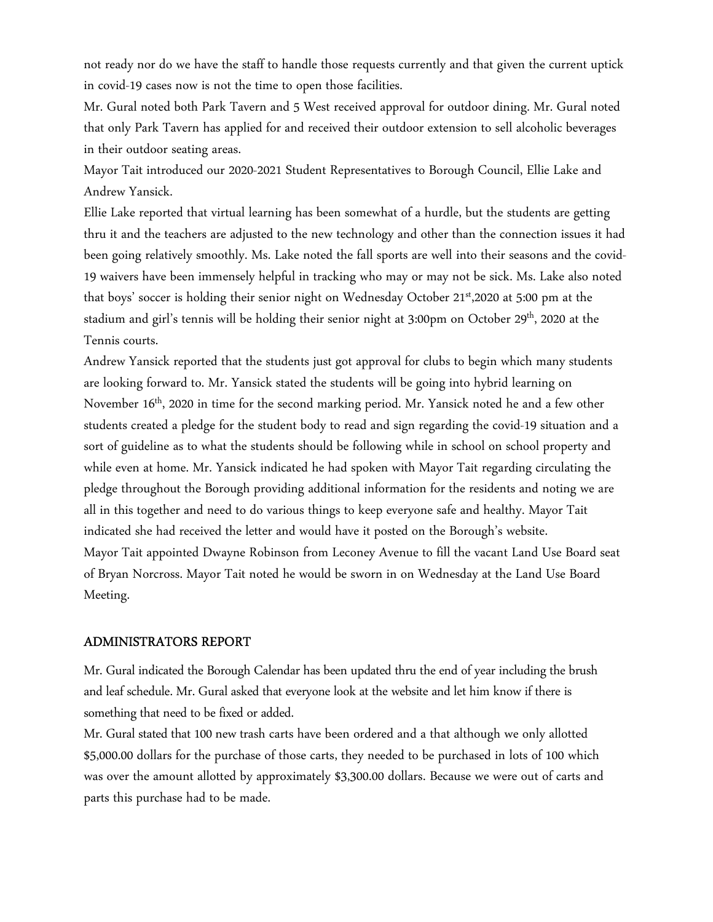not ready nor do we have the staff to handle those requests currently and that given the current uptick in covid-19 cases now is not the time to open those facilities.

Mr. Gural noted both Park Tavern and 5 West received approval for outdoor dining. Mr. Gural noted that only Park Tavern has applied for and received their outdoor extension to sell alcoholic beverages in their outdoor seating areas.

Mayor Tait introduced our 2020-2021 Student Representatives to Borough Council, Ellie Lake and Andrew Yansick.

Ellie Lake reported that virtual learning has been somewhat of a hurdle, but the students are getting thru it and the teachers are adjusted to the new technology and other than the connection issues it had been going relatively smoothly. Ms. Lake noted the fall sports are well into their seasons and the covid-19 waivers have been immensely helpful in tracking who may or may not be sick. Ms. Lake also noted that boys' soccer is holding their senior night on Wednesday October 21st,2020 at 5:00 pm at the stadium and girl's tennis will be holding their senior night at 3:00pm on October 29th, 2020 at the Tennis courts.

Andrew Yansick reported that the students just got approval for clubs to begin which many students are looking forward to. Mr. Yansick stated the students will be going into hybrid learning on November 16th, 2020 in time for the second marking period. Mr. Yansick noted he and a few other students created a pledge for the student body to read and sign regarding the covid-19 situation and a sort of guideline as to what the students should be following while in school on school property and while even at home. Mr. Yansick indicated he had spoken with Mayor Tait regarding circulating the pledge throughout the Borough providing additional information for the residents and noting we are all in this together and need to do various things to keep everyone safe and healthy. Mayor Tait indicated she had received the letter and would have it posted on the Borough's website.

Mayor Tait appointed Dwayne Robinson from Leconey Avenue to fill the vacant Land Use Board seat of Bryan Norcross. Mayor Tait noted he would be sworn in on Wednesday at the Land Use Board Meeting.

## ADMINISTRATORS REPORT

Mr. Gural indicated the Borough Calendar has been updated thru the end of year including the brush and leaf schedule. Mr. Gural asked that everyone look at the website and let him know if there is something that need to be fixed or added.

Mr. Gural stated that 100 new trash carts have been ordered and a that although we only allotted $5,000.00 dollars for the purchase of those carts, they needed to be purchased in lots of 100 which was over the amount allotted by approximately $3,300.00 dollars. Because we were out of carts and parts this purchase had to be made.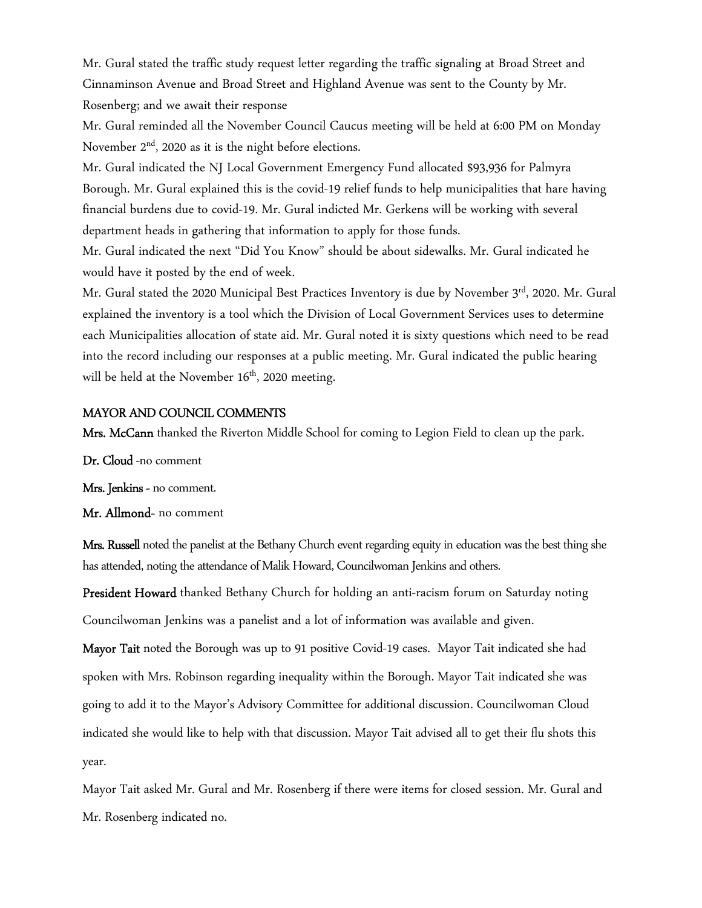Mr. Gural stated the traffic study request letter regarding the traffic signaling at Broad Street and Cinnaminson Avenue and Broad Street and Highland Avenue was sent to the County by Mr. Rosenberg; and we await their response

Mr. Gural reminded all the November Council Caucus meeting will be held at 6:00 PM on Monday November 2nd, 2020 as it is the night before elections.

Mr. Gural indicated the NJ Local Government Emergency Fund allocated $93,936 for Palmyra Borough. Mr. Gural explained this is the covid-19 relief funds to help municipalities that hare having financial burdens due to covid-19. Mr. Gural indicted Mr. Gerkens will be working with several department heads in gathering that information to apply for those funds.

Mr. Gural indicated the next "Did You Know" should be about sidewalks. Mr. Gural indicated he would have it posted by the end of week.

Mr. Gural stated the 2020 Municipal Best Practices Inventory is due by November 3rd, 2020. Mr. Gural explained the inventory is a tool which the Division of Local Government Services uses to determine each Municipalities allocation of state aid. Mr. Gural noted it is sixty questions which need to be read into the record including our responses at a public meeting. Mr. Gural indicated the public hearing will be held at the November 16th, 2020 meeting.

## MAYOR AND COUNCIL COMMENTS

**Mrs. McCann** thanked the Riverton Middle School for coming to Legion Field to clean up the park.

**Dr. Cloud** -no comment

**Mrs. Jenkins** - no comment.

**Mr. Allmond**- no comment

**Mrs. Russell** noted the panelist at the Bethany Church event regarding equity in education was the best thing she has attended, noting the attendance of Malik Howard, Councilwoman Jenkins and others.

**President Howard** thanked Bethany Church for holding an anti-racism forum on Saturday noting Councilwoman Jenkins was a panelist and a lot of information was available and given.

**Mayor Tait** noted the Borough was up to 91 positive Covid-19 cases. Mayor Tait indicated she had spoken with Mrs. Robinson regarding inequality within the Borough. Mayor Tait indicated she was going to add it to the Mayor's Advisory Committee for additional discussion. Councilwoman Cloud indicated she would like to help with that discussion. Mayor Tait advised all to get their flu shots this year.

Mayor Tait asked Mr. Gural and Mr. Rosenberg if there were items for closed session. Mr. Gural and Mr. Rosenberg indicated no.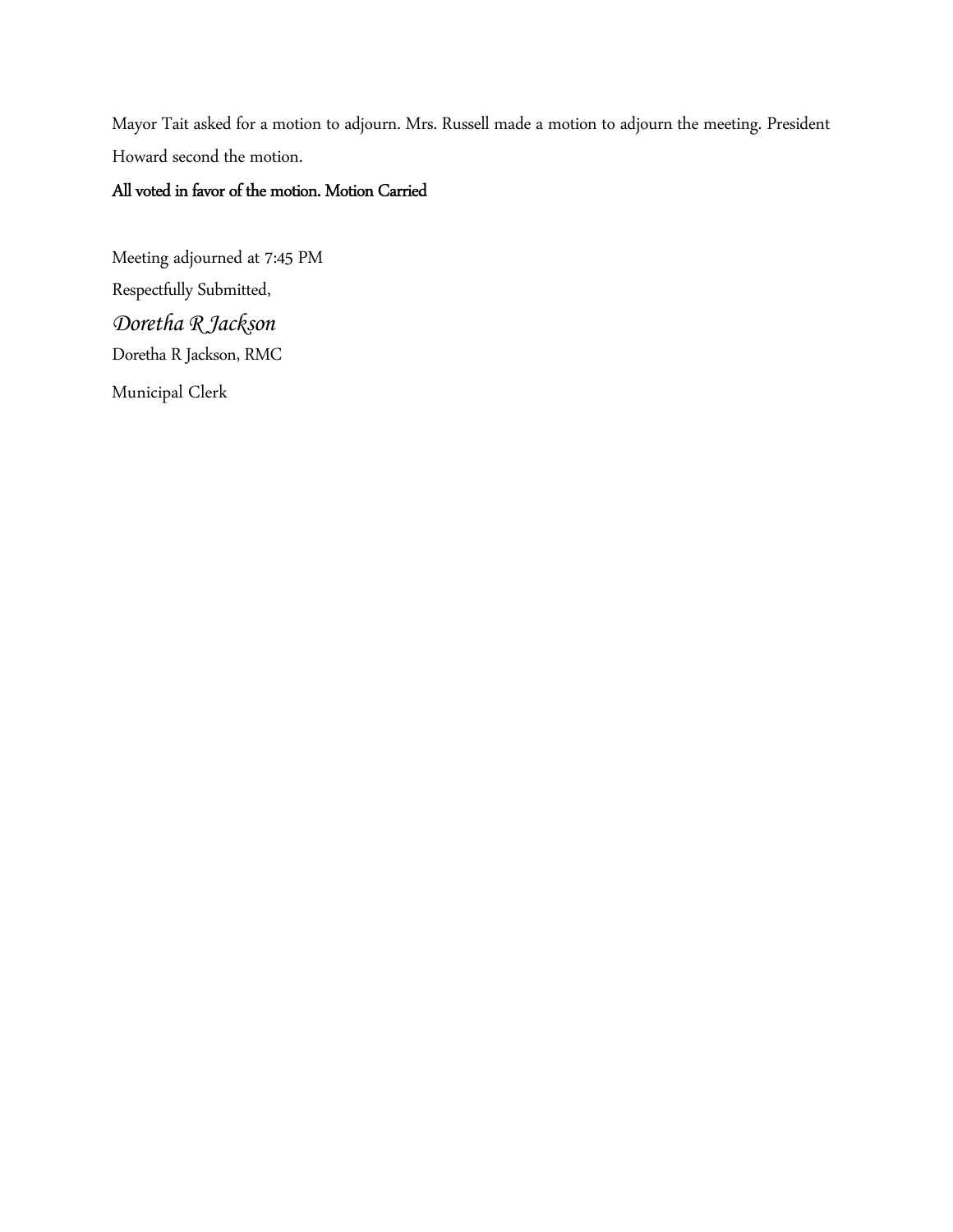Mayor Tait asked for a motion to adjourn. Mrs. Russell made a motion to adjourn the meeting. President Howard second the motion.

**All voted in favor of the motion. Motion Carried**

Meeting adjourned at 7:45 PM

Respectfully Submitted,

*Doretha R Jackson*

Doretha R Jackson, RMC

Municipal Clerk